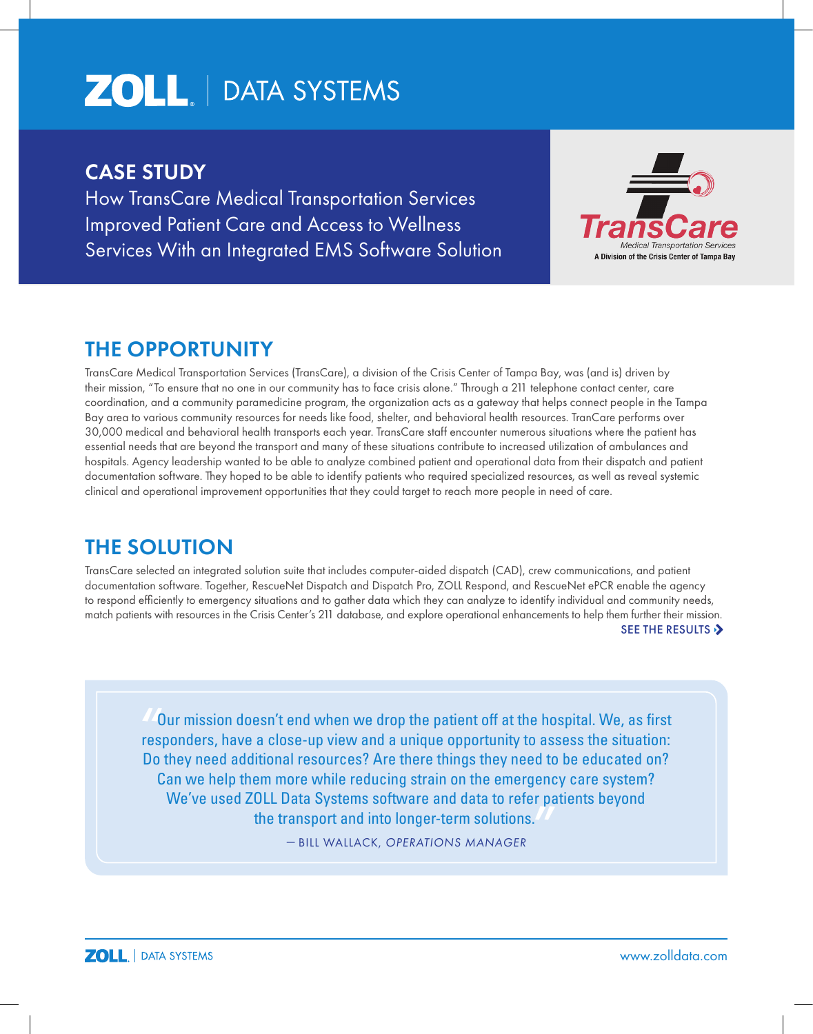ZOLL | DATA SYSTEMS

# CASE STUDY

How TransCare Medical Transportation Services Improved Patient Care and Access to Wellness Services With an Integrated EMS Software Solution

TransCare
Medical Transportation Services
A Division of the Crisis Center of Tampa Bay

## THE OPPORTUNITY

TransCare Medical Transportation Services (TransCare), a division of the Crisis Center of Tampa Bay, was (and is) driven by their mission, "To ensure that no one in our community has to face crisis alone." Through a 211 telephone contact center, care coordination, and a community paramedicine program, the organization acts as a gateway that helps connect people in the Tampa Bay area to various community resources for needs like food, shelter, and behavioral health resources. TranCare performs over 30,000 medical and behavioral health transports each year. TransCare staff encounter numerous situations where the patient has essential needs that are beyond the transport and many of these situations contribute to increased utilization of ambulances and hospitals. Agency leadership wanted to be able to analyze combined patient and operational data from their dispatch and patient documentation software. They hoped to be able to identify patients who required specialized resources, as well as reveal systemic clinical and operational improvement opportunities that they could target to reach more people in need of care.

## THE SOLUTION

TransCare selected an integrated solution suite that includes computer-aided dispatch (CAD), crew communications, and patient documentation software. Together, RescueNet Dispatch and Dispatch Pro, ZOLL Respond, and RescueNet ePCR enable the agency to respond efficiently to emergency situations and to gather data which they can analyze to identify individual and community needs, match patients with resources in the Crisis Center's 211 database, and explore operational enhancements to help them further their mission.

SEE THE RESULTS ›

> "Our mission doesn't end when we drop the patient off at the hospital. We, as first responders, have a close-up view and a unique opportunity to assess the situation: Do they need additional resources? Are there things they need to be educated on? Can we help them more while reducing strain on the emergency care system? We've used ZOLL Data Systems software and data to refer patients beyond the transport and into longer-term solutions."
>
> — BILL WALLACK, *OPERATIONS MANAGER*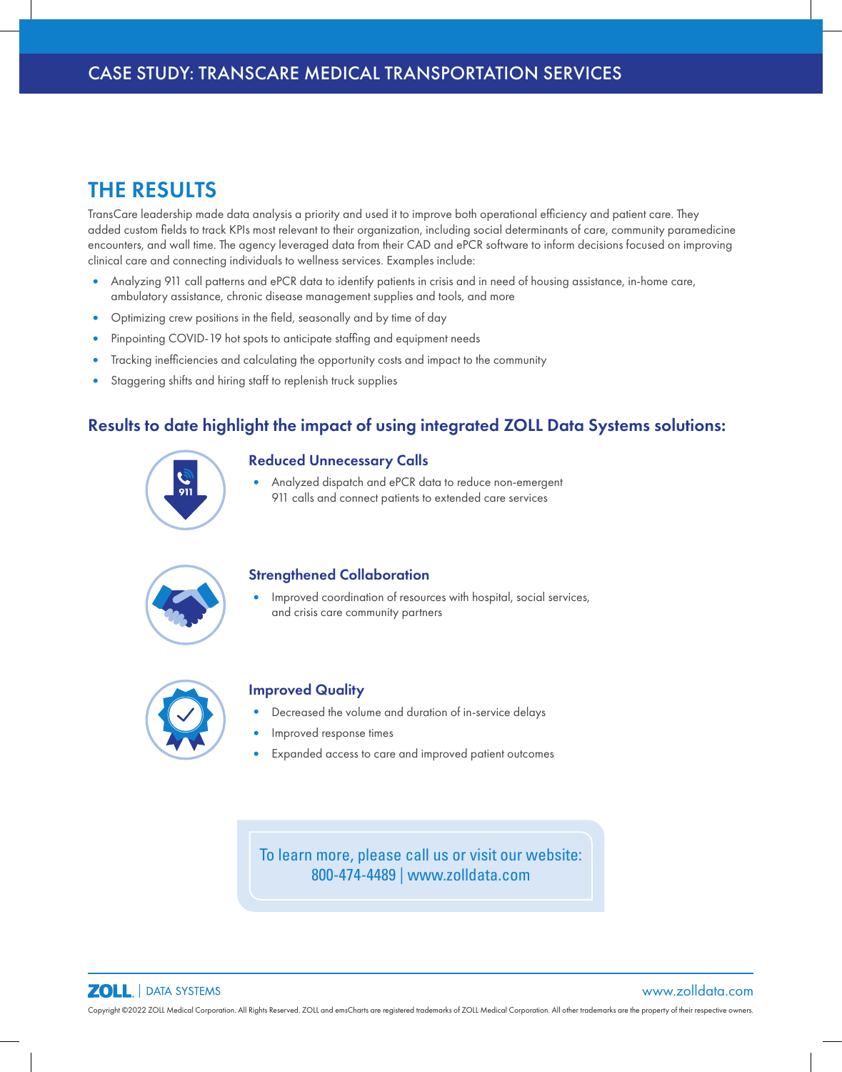# CASE STUDY: TRANSCARE MEDICAL TRANSPORTATION SERVICES

## THE RESULTS

TransCare leadership made data analysis a priority and used it to improve both operational efficiency and patient care. They added custom fields to track KPIs most relevant to their organization, including social determinants of care, community paramedicine encounters, and wall time. The agency leveraged data from their CAD and ePCR software to inform decisions focused on improving clinical care and connecting individuals to wellness services. Examples include:

- Analyzing 911 call patterns and ePCR data to identify patients in crisis and in need of housing assistance, in-home care, ambulatory assistance, chronic disease management supplies and tools, and more
- Optimizing crew positions in the field, seasonally and by time of day
- Pinpointing COVID-19 hot spots to anticipate staffing and equipment needs
- Tracking inefficiencies and calculating the opportunity costs and impact to the community
- Staggering shifts and hiring staff to replenish truck supplies

### Results to date highlight the impact of using integrated ZOLL Data Systems solutions:

#### Reduced Unnecessary Calls

- Analyzed dispatch and ePCR data to reduce non-emergent 911 calls and connect patients to extended care services

#### Strengthened Collaboration

- Improved coordination of resources with hospital, social services, and crisis care community partners

#### Improved Quality

- Decreased the volume and duration of in-service delays
- Improved response times
- Expanded access to care and improved patient outcomes

To learn more, please call us or visit our website:
800-474-4489 | www.zolldata.com

ZOLL | DATA SYSTEMS

www.zolldata.com

Copyright ©2022 ZOLL Medical Corporation. All Rights Reserved. ZOLL and emsCharts are registered trademarks of ZOLL Medical Corporation. All other trademarks are the property of their respective owners.